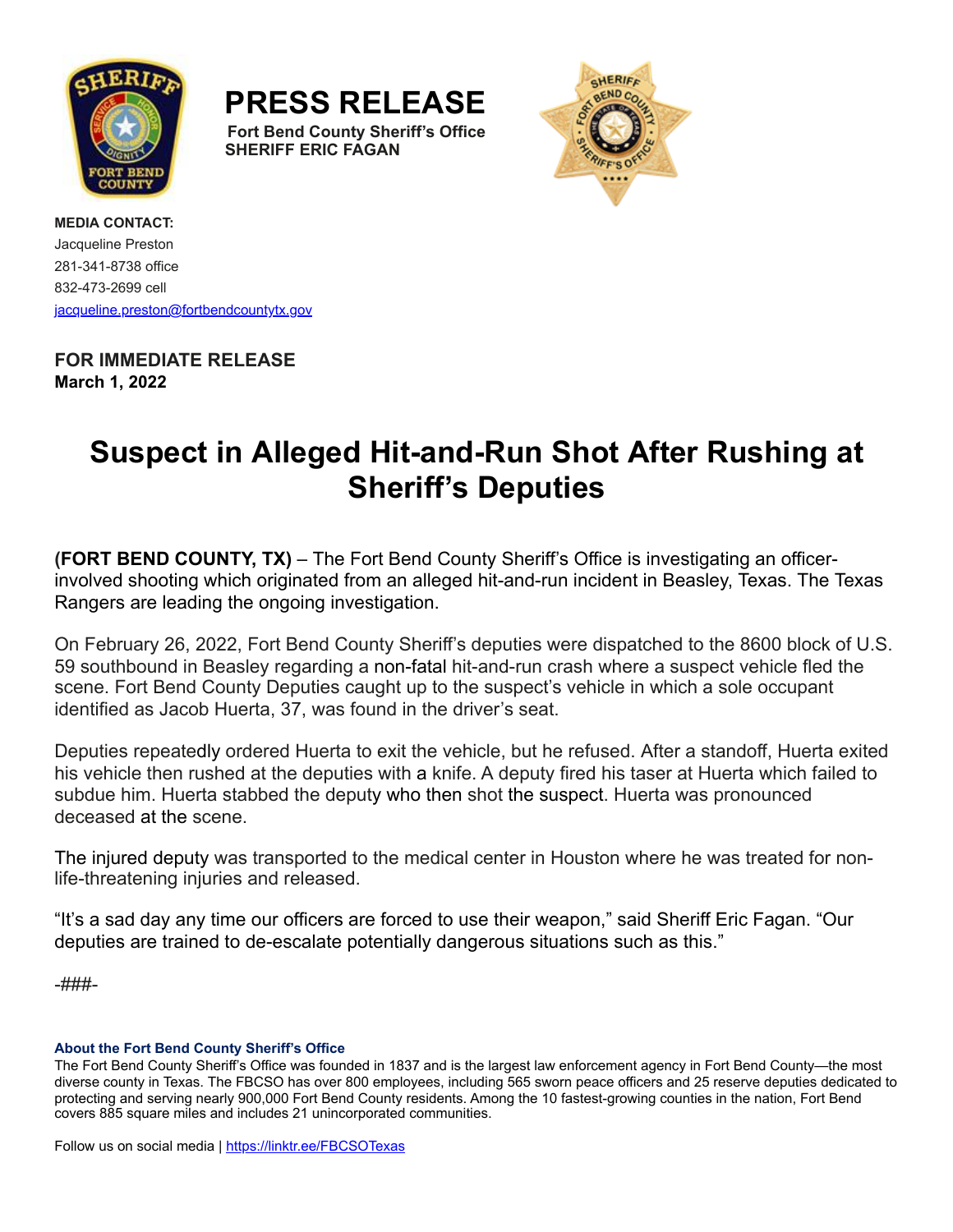# PRESS RELEASE

**Fort Bend County Sheriff's Office**
**SHERIFF ERIC FAGAN**

**MEDIA CONTACT:**
Jacqueline Preston
281-341-8738 office
832-473-2699 cell
jacqueline.preston@fortbendcountytx.gov

**FOR IMMEDIATE RELEASE**
**March 1, 2022**

# Suspect in Alleged Hit-and-Run Shot After Rushing at Sheriff's Deputies

**(FORT BEND COUNTY, TX)** – The Fort Bend County Sheriff's Office is investigating an officer-involved shooting which originated from an alleged hit-and-run incident in Beasley, Texas. The Texas Rangers are leading the ongoing investigation.

On February 26, 2022, Fort Bend County Sheriff's deputies were dispatched to the 8600 block of U.S. 59 southbound in Beasley regarding a non-fatal hit-and-run crash where a suspect vehicle fled the scene. Fort Bend County Deputies caught up to the suspect's vehicle in which a sole occupant identified as Jacob Huerta, 37, was found in the driver's seat.

Deputies repeatedly ordered Huerta to exit the vehicle, but he refused. After a standoff, Huerta exited his vehicle then rushed at the deputies with a knife. A deputy fired his taser at Huerta which failed to subdue him. Huerta stabbed the deputy who then shot the suspect. Huerta was pronounced deceased at the scene.

The injured deputy was transported to the medical center in Houston where he was treated for non-life-threatening injuries and released.

"It's a sad day any time our officers are forced to use their weapon," said Sheriff Eric Fagan. "Our deputies are trained to de-escalate potentially dangerous situations such as this."

-###-

**About the Fort Bend County Sheriff's Office**
The Fort Bend County Sheriff's Office was founded in 1837 and is the largest law enforcement agency in Fort Bend County—the most diverse county in Texas. The FBCSO has over 800 employees, including 565 sworn peace officers and 25 reserve deputies dedicated to protecting and serving nearly 900,000 Fort Bend County residents. Among the 10 fastest-growing counties in the nation, Fort Bend covers 885 square miles and includes 21 unincorporated communities.

Follow us on social media | https://linktr.ee/FBCSOTexas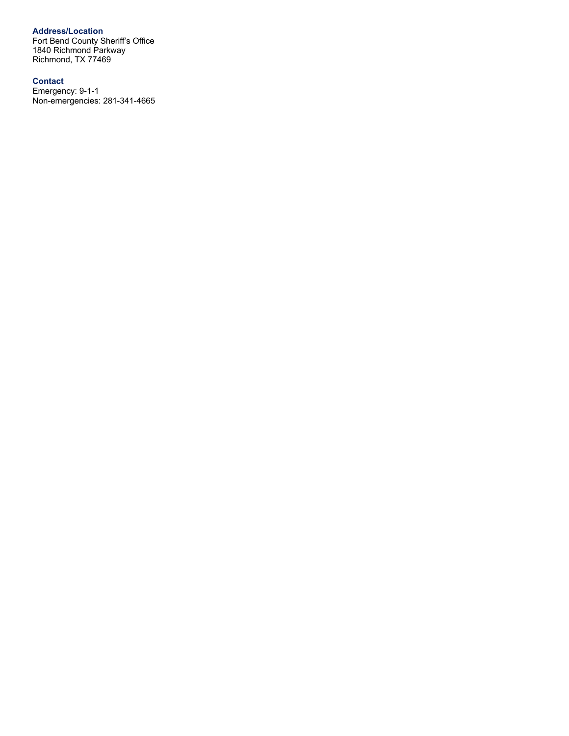**Address/Location**
Fort Bend County Sheriff's Office
1840 Richmond Parkway
Richmond, TX 77469

**Contact**
Emergency: 9-1-1
Non-emergencies: 281-341-4665